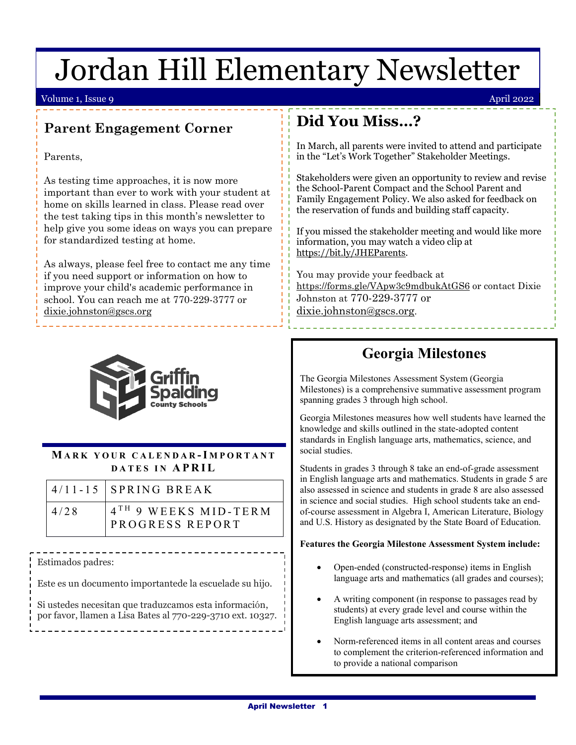# Jordan Hill Elementary Newsletter

Volume 1, Issue 9 — April 2022

## Parent Engagement Corner

Parents,

As testing time approaches, it is now more important than ever to work with your student at home on skills learned in class. Please read over the test taking tips in this month's newsletter to help give you some ideas on ways you can prepare for standardized testing at home.

As always, please feel free to contact me any time if you need support or information on how to improve your child's academic performance in school. You can reach me at 770-229-3777 or dixie.johnston@gscs.org

## Did You Miss…?

In March, all parents were invited to attend and participate in the "Let's Work Together" Stakeholder Meetings.

Stakeholders were given an opportunity to review and revise the School-Parent Compact and the School Parent and Family Engagement Policy. We also asked for feedback on the reservation of funds and building staff capacity.

If you missed the stakeholder meeting and would like more information, you may watch a video clip at https://bit.ly/JHEParents.

You may provide your feedback at https://forms.gle/VApw3c9mdbukAtGS6 or contact Dixie Johnston at 770-229-3777 or dixie.johnston@gscs.org.

Griffin Spalding County Schools

### Mark your calendar-Important dates in APRIL

| | |
|---|---|
| 4/11-15 | SPRING BREAK |
| 4/28 | 4TH 9 WEEKS MID-TERM PROGRESS REPORT |

Estimados padres:

Este es un documento importantede la escuelade su hijo.

Si ustedes necesitan que traduzcamos esta información, por favor, llamen a Lisa Bates al 770-229-3710 ext. 10327.

## Georgia Milestones

The Georgia Milestones Assessment System (Georgia Milestones) is a comprehensive summative assessment program spanning grades 3 through high school.

Georgia Milestones measures how well students have learned the knowledge and skills outlined in the state-adopted content standards in English language arts, mathematics, science, and social studies.

Students in grades 3 through 8 take an end-of-grade assessment in English language arts and mathematics. Students in grade 5 are also assessed in science and students in grade 8 are also assessed in science and social studies. High school students take an end-of-course assessment in Algebra I, American Literature, Biology and U.S. History as designated by the State Board of Education.

**Features the Georgia Milestone Assessment System include:**

- Open-ended (constructed-response) items in English language arts and mathematics (all grades and courses);
- A writing component (in response to passages read by students) at every grade level and course within the English language arts assessment; and
- Norm-referenced items in all content areas and courses to complement the criterion-referenced information and to provide a national comparison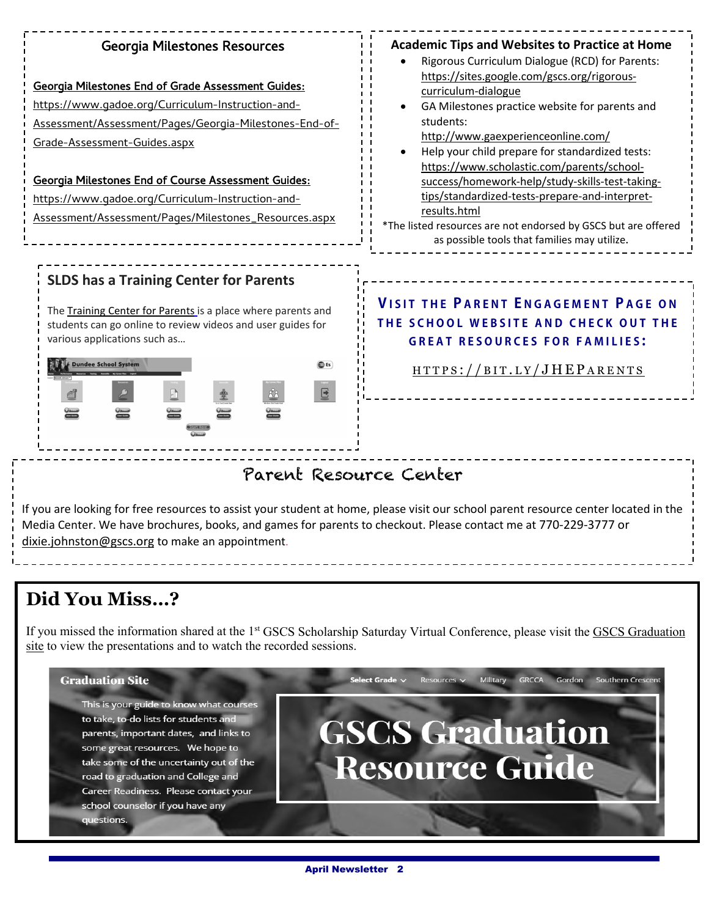## Georgia Milestones Resources

Georgia Milestones End of Grade Assessment Guides:
https://www.gadoe.org/Curriculum-Instruction-and-Assessment/Assessment/Pages/Georgia-Milestones-End-of-Grade-Assessment-Guides.aspx

Georgia Milestones End of Course Assessment Guides:
https://www.gadoe.org/Curriculum-Instruction-and-Assessment/Assessment/Pages/Milestones_Resources.aspx

## Academic Tips and Websites to Practice at Home

- Rigorous Curriculum Dialogue (RCD) for Parents: https://sites.google.com/gscs.org/rigorous-curriculum-dialogue
- GA Milestones practice website for parents and students: http://www.gaexperienceonline.com/
- Help your child prepare for standardized tests: https://www.scholastic.com/parents/school-success/homework-help/study-skills-test-taking-tips/standardized-tests-prepare-and-interpret-results.html

*The listed resources are not endorsed by GSCS but are offered as possible tools that families may utilize.

## SLDS has a Training Center for Parents

The Training Center for Parents is a place where parents and students can go online to review videos and user guides for various applications such as…

## Visit the Parent Engagement Page on the School Website and Check Out the Great Resources for Families:

HTTPS://BIT.LY/JHEPARENTS

## Parent Resource Center

If you are looking for free resources to assist your student at home, please visit our school parent resource center located in the Media Center. We have brochures, books, and games for parents to checkout. Please contact me at 770-229-3777 or dixie.johnston@gscs.org to make an appointment.

## Did You Miss…?

If you missed the information shared at the 1st GSCS Scholarship Saturday Virtual Conference, please visit the GSCS Graduation site to view the presentations and to watch the recorded sessions.